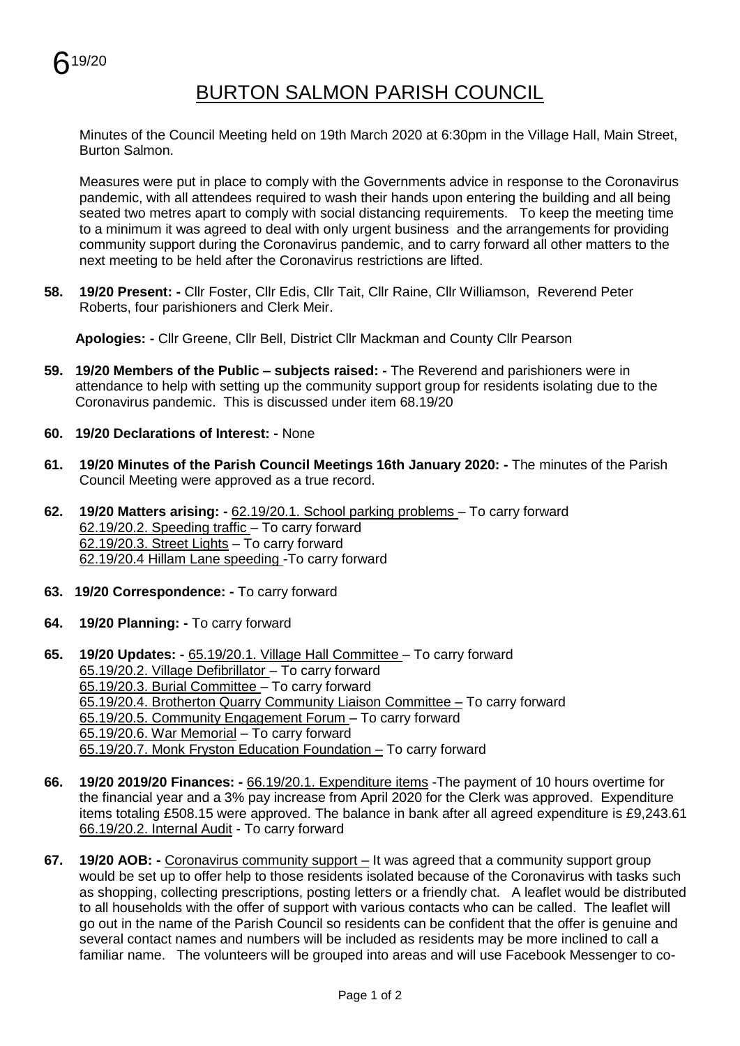# BURTON SALMON PARISH COUNCIL

Minutes of the Council Meeting held on 19th March 2020 at 6:30pm in the Village Hall, Main Street, Burton Salmon.

Measures were put in place to comply with the Governments advice in response to the Coronavirus pandemic, with all attendees required to wash their hands upon entering the building and all being seated two metres apart to comply with social distancing requirements. To keep the meeting time to a minimum it was agreed to deal with only urgent business and the arrangements for providing community support during the Coronavirus pandemic, and to carry forward all other matters to the next meeting to be held after the Coronavirus restrictions are lifted.

**58. 19/20 Present: -** Cllr Foster, Cllr Edis, Cllr Tait, Cllr Raine, Cllr Williamson, Reverend Peter Roberts, four parishioners and Clerk Meir.

**Apologies: -** Cllr Greene, Cllr Bell, District Cllr Mackman and County Cllr Pearson

**59. 19/20 Members of the Public – subjects raised: -** The Reverend and parishioners were in attendance to help with setting up the community support group for residents isolating due to the Coronavirus pandemic. This is discussed under item 68.19/20

**60. 19/20 Declarations of Interest: -** None

**61. 19/20 Minutes of the Parish Council Meetings 16th January 2020: -** The minutes of the Parish Council Meeting were approved as a true record.

**62. 19/20 Matters arising: -** 62.19/20.1. School parking problems – To carry forward
62.19/20.2. Speeding traffic – To carry forward
62.19/20.3. Street Lights – To carry forward
62.19/20.4 Hillam Lane speeding -To carry forward

**63. 19/20 Correspondence: -** To carry forward

**64. 19/20 Planning: -** To carry forward

**65. 19/20 Updates: -** 65.19/20.1. Village Hall Committee – To carry forward
65.19/20.2. Village Defibrillator – To carry forward
65.19/20.3. Burial Committee – To carry forward
65.19/20.4. Brotherton Quarry Community Liaison Committee – To carry forward
65.19/20.5. Community Engagement Forum – To carry forward
65.19/20.6. War Memorial – To carry forward
65.19/20.7. Monk Fryston Education Foundation – To carry forward

**66. 19/20 2019/20 Finances: -** 66.19/20.1. Expenditure items -The payment of 10 hours overtime for the financial year and a 3% pay increase from April 2020 for the Clerk was approved. Expenditure items totaling £508.15 were approved. The balance in bank after all agreed expenditure is £9,243.61
66.19/20.2. Internal Audit - To carry forward

**67. 19/20 AOB: -** Coronavirus community support – It was agreed that a community support group would be set up to offer help to those residents isolated because of the Coronavirus with tasks such as shopping, collecting prescriptions, posting letters or a friendly chat. A leaflet would be distributed to all households with the offer of support with various contacts who can be called. The leaflet will go out in the name of the Parish Council so residents can be confident that the offer is genuine and several contact names and numbers will be included as residents may be more inclined to call a familiar name. The volunteers will be grouped into areas and will use Facebook Messenger to co-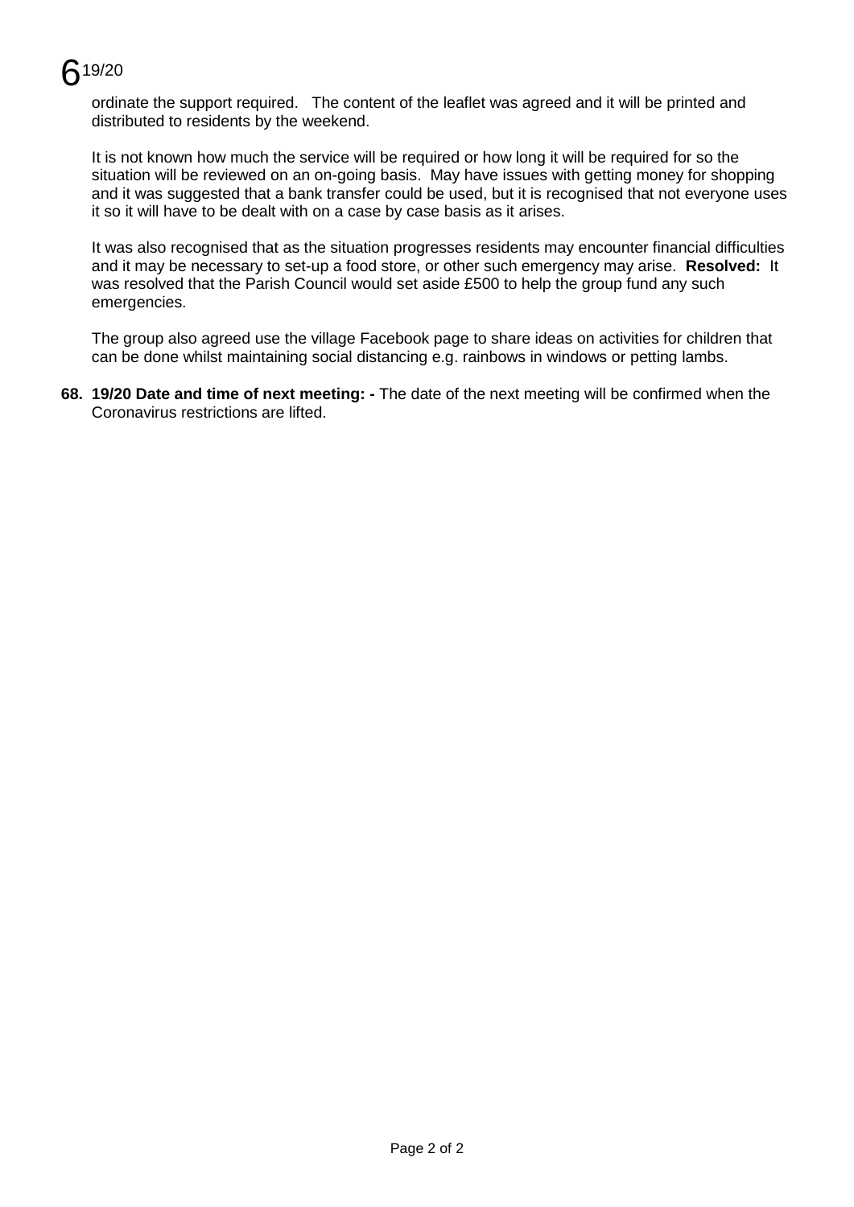ordinate the support required.   The content of the leaflet was agreed and it will be printed and distributed to residents by the weekend.

It is not known how much the service will be required or how long it will be required for so the situation will be reviewed on an on-going basis.  May have issues with getting money for shopping and it was suggested that a bank transfer could be used, but it is recognised that not everyone uses it so it will have to be dealt with on a case by case basis as it arises.

It was also recognised that as the situation progresses residents may encounter financial difficulties and it may be necessary to set-up a food store, or other such emergency may arise.  **Resolved:**  It was resolved that the Parish Council would set aside £500 to help the group fund any such emergencies.

The group also agreed use the village Facebook page to share ideas on activities for children that can be done whilst maintaining social distancing e.g. rainbows in windows or petting lambs.

**68. 19/20 Date and time of next meeting: -** The date of the next meeting will be confirmed when the Coronavirus restrictions are lifted.